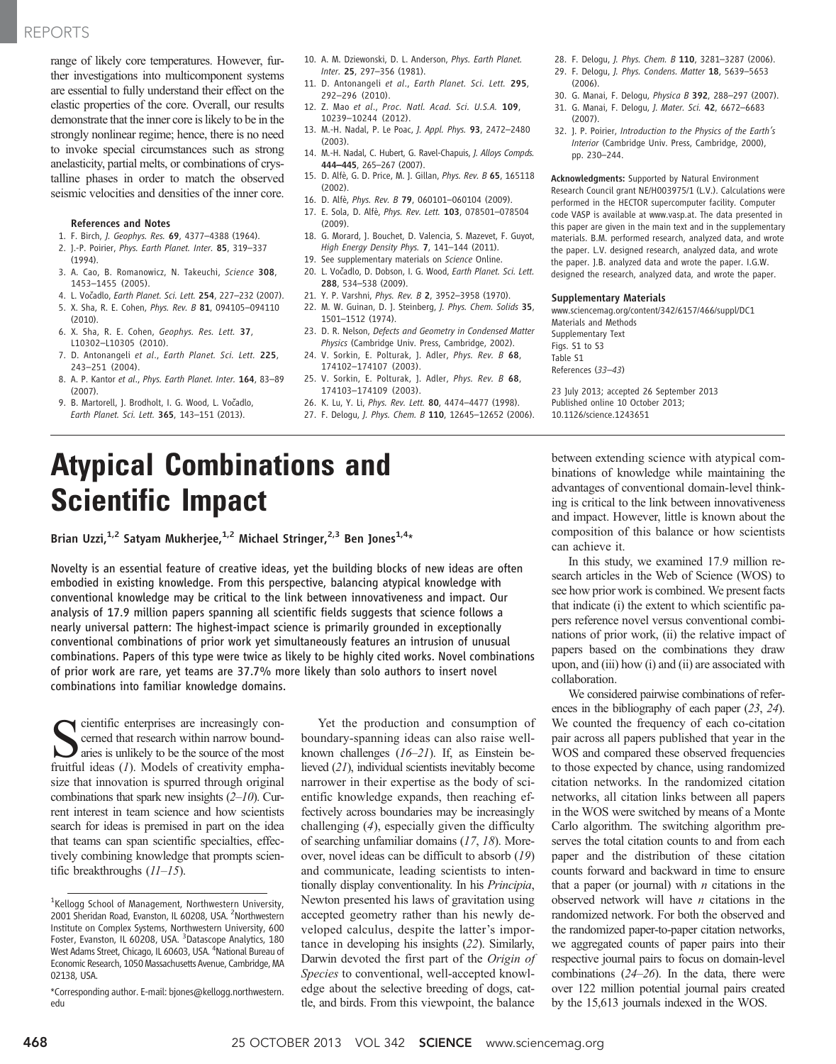range of likely core temperatures. However, further investigations into multicomponent systems are essential to fully understand their effect on the elastic properties of the core. Overall, our results demonstrate that the inner core is likely to be in the strongly nonlinear regime; hence, there is no need to invoke special circumstances such as strong anelasticity, partial melts, or combinations of crystalline phases in order to match the observed seismic velocities and densities of the inner core.

**References and Notes**

1. F. Birch, *J. Geophys. Res.* **69**, 4377–4388 (1964).
2. J.-P. Poirier, *Phys. Earth Planet. Inter.* **85**, 319–337 (1994).
3. A. Cao, B. Romanowicz, N. Takeuchi, *Science* **308**, 1453–1455 (2005).
4. L. Vočadlo, *Earth Planet. Sci. Lett.* **254**, 227–232 (2007).
5. X. Sha, R. E. Cohen, *Phys. Rev. B* **81**, 094105–094110 (2010).
6. X. Sha, R. E. Cohen, *Geophys. Res. Lett.* **37**, L10302–L10305 (2010).
7. D. Antonangeli *et al.*, *Earth Planet. Sci. Lett.* **225**, 243–251 (2004).
8. A. P. Kantor *et al.*, *Phys. Earth Planet. Inter.* **164**, 83–89 (2007).
9. B. Martorell, J. Brodholt, I. G. Wood, L. Vočadlo, *Earth Planet. Sci. Lett.* **365**, 143–151 (2013).
10. A. M. Dziewonski, D. L. Anderson, *Phys. Earth Planet. Inter.* **25**, 297–356 (1981).
11. D. Antonangeli *et al.*, *Earth Planet. Sci. Lett.* **295**, 292–296 (2010).
12. Z. Mao *et al.*, *Proc. Natl. Acad. Sci. U.S.A.* **109**, 10239–10244 (2012).
13. M.-H. Nadal, P. Le Poac, *J. Appl. Phys.* **93**, 2472–2480 (2003).
14. M.-H. Nadal, C. Hubert, G. Ravel-Chapuis, *J. Alloys Compds.* **444–445**, 265–267 (2007).
15. D. Alfè, G. D. Price, M. J. Gillan, *Phys. Rev. B* **65**, 165118 (2002).
16. D. Alfè, *Phys. Rev. B* **79**, 060101–060104 (2009).
17. E. Sola, D. Alfè, *Phys. Rev. Lett.* **103**, 078501–078504 (2009).
18. G. Morard, J. Bouchet, D. Valencia, S. Mazevet, F. Guyot, *High Energy Density Phys.* **7**, 141–144 (2011).
19. See supplementary materials on *Science* Online.
20. L. Vočadlo, D. Dobson, I. G. Wood, *Earth Planet. Sci. Lett.* **288**, 534–538 (2009).
21. Y. P. Varshni, *Phys. Rev. B* **2**, 3952–3958 (1970).
22. M. W. Guinan, D. J. Steinberg, *J. Phys. Chem. Solids* **35**, 1501–1512 (1974).
23. D. R. Nelson, *Defects and Geometry in Condensed Matter Physics* (Cambridge Univ. Press, Cambridge, 2002).
24. V. Sorkin, E. Polturak, J. Adler, *Phys. Rev. B* **68**, 174102–174107 (2003).
25. V. Sorkin, E. Polturak, J. Adler, *Phys. Rev. B* **68**, 174103–174109 (2003).
26. K. Lu, Y. Li, *Phys. Rev. Lett.* **80**, 4474–4477 (1998).
27. F. Delogu, *J. Phys. Chem. B* **110**, 12645–12652 (2006).
28. F. Delogu, *J. Phys. Chem. B* **110**, 3281–3287 (2006).
29. F. Delogu, *J. Phys. Condens. Matter* **18**, 5639–5653 (2006).
30. G. Manai, F. Delogu, *Physica B* **392**, 288–297 (2007).
31. G. Manai, F. Delogu, *J. Mater. Sci.* **42**, 6672–6683 (2007).
32. J. P. Poirier, *Introduction to the Physics of the Earth's Interior* (Cambridge Univ. Press, Cambridge, 2000), pp. 230–244.

**Acknowledgments:** Supported by Natural Environment Research Council grant NE/H003975/1 (L.V.). Calculations were performed in the HECTOR supercomputer facility. Computer code VASP is available at www.vasp.at. The data presented in this paper are given in the main text and in the supplementary materials. B.M. performed research, analyzed data, and wrote the paper. L.V. designed research, analyzed data, and wrote the paper. J.B. analyzed data and wrote the paper. I.G.W. designed the research, analyzed data, and wrote the paper.

**Supplementary Materials**

www.sciencemag.org/content/342/6157/466/suppl/DC1
Materials and Methods
Supplementary Text
Figs. S1 to S3
Table S1
References (*33*–*43*)

23 July 2013; accepted 26 September 2013
Published online 10 October 2013;
10.1126/science.1243651

# Atypical Combinations and Scientific Impact

**Brian Uzzi,[1,2] Satyam Mukherjee,[1,2] Michael Stringer,[2,3] Ben Jones[1,4]***

**Novelty is an essential feature of creative ideas, yet the building blocks of new ideas are often embodied in existing knowledge. From this perspective, balancing atypical knowledge with conventional knowledge may be critical to the link between innovativeness and impact. Our analysis of 17.9 million papers spanning all scientific fields suggests that science follows a nearly universal pattern: The highest-impact science is primarily grounded in exceptionally conventional combinations of prior work yet simultaneously features an intrusion of unusual combinations. Papers of this type were twice as likely to be highly cited works. Novel combinations of prior work are rare, yet teams are 37.7% more likely than solo authors to insert novel combinations into familiar knowledge domains.**

Scientific enterprises are increasingly concerned that research within narrow boundaries is unlikely to be the source of the most fruitful ideas (*1*). Models of creativity emphasize that innovation is spurred through original combinations that spark new insights (*2*–*10*). Current interest in team science and how scientists search for ideas is premised in part on the idea that teams can span scientific specialties, effectively combining knowledge that prompts scientific breakthroughs (*11*–*15*).

Yet the production and consumption of boundary-spanning ideas can also raise well-known challenges (*16*–*21*). If, as Einstein believed (*21*), individual scientists inevitably become narrower in their expertise as the body of scientific knowledge expands, then reaching effectively across boundaries may be increasingly challenging (*4*), especially given the difficulty of searching unfamiliar domains (*17*, *18*). Moreover, novel ideas can be difficult to absorb (*19*) and communicate, leading scientists to intentionally display conventionality. In his *Principia*, Newton presented his laws of gravitation using accepted geometry rather than his newly developed calculus, despite the latter's importance in developing his insights (*22*). Similarly, Darwin devoted the first part of the *Origin of Species* to conventional, well-accepted knowledge about the selective breeding of dogs, cattle, and birds. From this viewpoint, the balance between extending science with atypical combinations of knowledge while maintaining the advantages of conventional domain-level thinking is critical to the link between innovativeness and impact. However, little is known about the composition of this balance or how scientists can achieve it.

In this study, we examined 17.9 million research articles in the Web of Science (WOS) to see how prior work is combined. We present facts that indicate (i) the extent to which scientific papers reference novel versus conventional combinations of prior work, (ii) the relative impact of papers based on the combinations they draw upon, and (iii) how (i) and (ii) are associated with collaboration.

We considered pairwise combinations of references in the bibliography of each paper (*23*, *24*). We counted the frequency of each co-citation pair across all papers published that year in the WOS and compared these observed frequencies to those expected by chance, using randomized citation networks. In the randomized citation networks, all citation links between all papers in the WOS were switched by means of a Monte Carlo algorithm. The switching algorithm preserves the total citation counts to and from each paper and the distribution of these citation counts forward and backward in time to ensure that a paper (or journal) with $n$ citations in the observed network will have $n$ citations in the randomized network. For both the observed and the randomized paper-to-paper citation networks, we aggregated counts of paper pairs into their respective journal pairs to focus on domain-level combinations (*24*–*26*). In the data, there were over 122 million potential journal pairs created by the 15,613 journals indexed in the WOS.

[1]Kellogg School of Management, Northwestern University, 2001 Sheridan Road, Evanston, IL 60208, USA. [2]Northwestern Institute on Complex Systems, Northwestern University, 600 Foster, Evanston, IL 60208, USA. [3]Datascope Analytics, 180 West Adams Street, Chicago, IL 60603, USA. [4]National Bureau of Economic Research, 1050 Massachusetts Avenue, Cambridge, MA 02138, USA.

*Corresponding author. E-mail: bjones@kellogg.northwestern.edu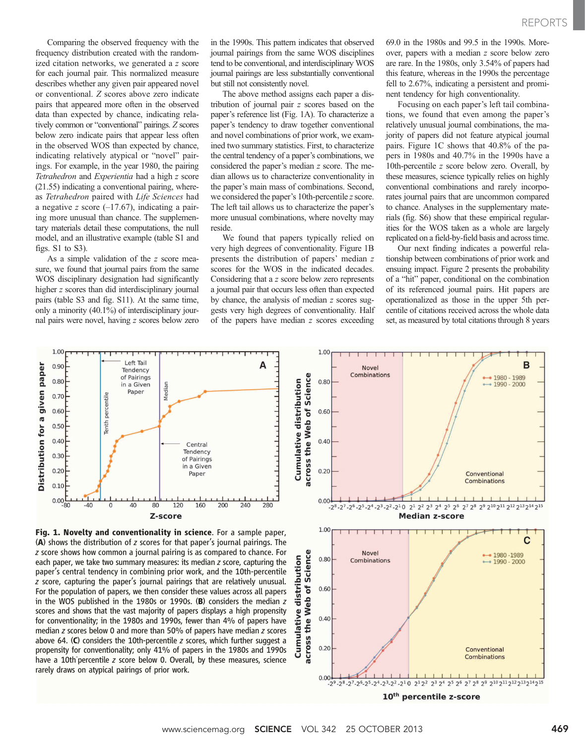Comparing the observed frequency with the frequency distribution created with the randomized citation networks, we generated a *z* score for each journal pair. This normalized measure describes whether any given pair appeared novel or conventional. *Z* scores above zero indicate pairs that appeared more often in the observed data than expected by chance, indicating relatively common or "conventional" pairings. *Z* scores below zero indicate pairs that appear less often in the observed WOS than expected by chance, indicating relatively atypical or "novel" pairings. For example, in the year 1980, the pairing *Tetrahedron* and *Experientia* had a high *z* score (21.55) indicating a conventional pairing, whereas *Tetrahedron* paired with *Life Sciences* had a negative *z* score (–17.67), indicating a pairing more unusual than chance. The supplementary materials detail these computations, the null model, and an illustrative example (table S1 and figs. S1 to S3).

As a simple validation of the *z* score measure, we found that journal pairs from the same WOS disciplinary designation had significantly higher *z* scores than did interdisciplinary journal pairs (table S3 and fig. S11). At the same time, only a minority (40.1%) of interdisciplinary journal pairs were novel, having *z* scores below zero in the 1990s. This pattern indicates that observed journal pairings from the same WOS disciplines tend to be conventional, and interdisciplinary WOS journal pairings are less substantially conventional but still not consistently novel.

The above method assigns each paper a distribution of journal pair *z* scores based on the paper's reference list (Fig. 1A). To characterize a paper's tendency to draw together conventional and novel combinations of prior work, we examined two summary statistics. First, to characterize the central tendency of a paper's combinations, we considered the paper's median *z* score. The median allows us to characterize conventionality in the paper's main mass of combinations. Second, we considered the paper's 10th-percentile *z* score. The left tail allows us to characterize the paper's more unusual combinations, where novelty may reside.

We found that papers typically relied on very high degrees of conventionality. Figure 1B presents the distribution of papers' median *z* scores for the WOS in the indicated decades. Considering that a *z* score below zero represents a journal pair that occurs less often than expected by chance, the analysis of median *z* scores suggests very high degrees of conventionality. Half of the papers have median *z* scores exceeding 69.0 in the 1980s and 99.5 in the 1990s. Moreover, papers with a median *z* score below zero are rare. In the 1980s, only 3.54% of papers had this feature, whereas in the 1990s the percentage fell to 2.67%, indicating a persistent and prominent tendency for high conventionality.

Focusing on each paper's left tail combinations, we found that even among the paper's relatively unusual journal combinations, the majority of papers did not feature atypical journal pairs. Figure 1C shows that 40.8% of the papers in 1980s and 40.7% in the 1990s have a 10th-percentile *z* score below zero. Overall, by these measures, science typically relies on highly conventional combinations and rarely incorporates journal pairs that are uncommon compared to chance. Analyses in the supplementary materials (fig. S6) show that these empirical regularities for the WOS taken as a whole are largely replicated on a field-by-field basis and across time.

Our next finding indicates a powerful relationship between combinations of prior work and ensuing impact. Figure 2 presents the probability of a "hit" paper, conditional on the combination of its referenced journal pairs. Hit papers are operationalized as those in the upper 5th percentile of citations received across the whole data set, as measured by total citations through 8 years

**Fig. 1. Novelty and conventionality in science.** For a sample paper, (**A**) shows the distribution of *z* scores for that paper's journal pairings. The *z* score shows how common a journal pairing is as compared to chance. For each paper, we take two summary measures: its median *z* score, capturing the paper's central tendency in combining prior work, and the 10th-percentile *z* score, capturing the paper's journal pairings that are relatively unusual. For the population of papers, we then consider these values across all papers in the WOS published in the 1980s or 1990s. (**B**) considers the median *z* scores and shows that the vast majority of papers displays a high propensity for conventionality; in the 1980s and 1990s, fewer than 4% of papers have median *z* scores below 0 and more than 50% of papers have median *z* scores above 64. (**C**) considers the 10th-percentile *z* scores, which further suggest a propensity for conventionality; only 41% of papers in the 1980s and 1990s have a 10th percentile *z* score below 0. Overall, by these measures, science rarely draws on atypical pairings of prior work.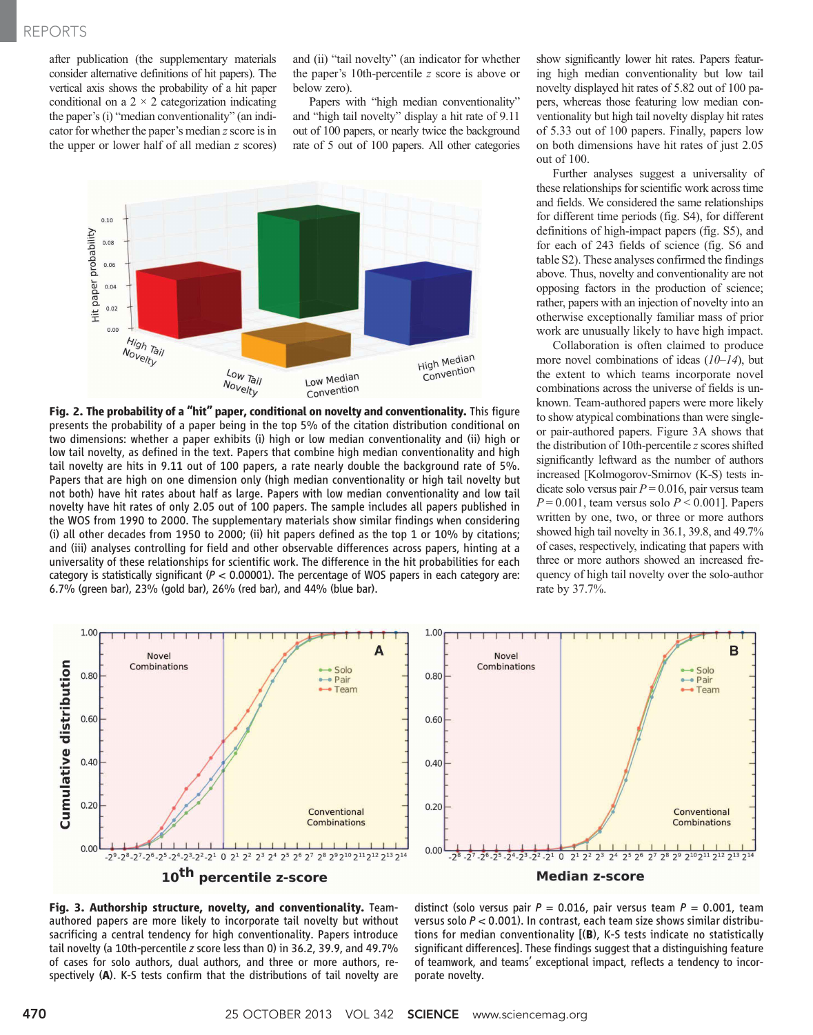after publication (the supplementary materials consider alternative definitions of hit papers). The vertical axis shows the probability of a hit paper conditional on a 2 × 2 categorization indicating the paper's (i) "median conventionality" (an indicator for whether the paper's median $z$ score is in the upper or lower half of all median $z$ scores) and (ii) "tail novelty" (an indicator for whether the paper's 10th-percentile $z$ score is above or below zero).

Papers with "high median conventionality" and "high tail novelty" display a hit rate of 9.11 out of 100 papers, or nearly twice the background rate of 5 out of 100 papers. All other categories show significantly lower hit rates. Papers featuring high median conventionality but low tail novelty displayed hit rates of 5.82 out of 100 papers, whereas those featuring low median conventionality but high tail novelty display hit rates of 5.33 out of 100 papers. Finally, papers low on both dimensions have hit rates of just 2.05 out of 100.

Further analyses suggest a universality of these relationships for scientific work across time and fields. We considered the same relationships for different time periods (fig. S4), for different definitions of high-impact papers (fig. S5), and for each of 243 fields of science (fig. S6 and table S2). These analyses confirmed the findings above. Thus, novelty and conventionality are not opposing factors in the production of science; rather, papers with an injection of novelty into an otherwise exceptionally familiar mass of prior work are unusually likely to have high impact.

Collaboration is often claimed to produce more novel combinations of ideas (*10–14*), but the extent to which teams incorporate novel combinations across the universe of fields is unknown. Team-authored papers were more likely to show atypical combinations than were single- or pair-authored papers. Figure 3A shows that the distribution of 10th-percentile $z$ scores shifted significantly leftward as the number of authors increased [Kolmogorov-Smirnov (K-S) tests indicate solo versus pair $P = 0.016$, pair versus team $P = 0.001$, team versus solo $P < 0.001$]. Papers written by one, two, or three or more authors showed high tail novelty in 36.1, 39.8, and 49.7% of cases, respectively, indicating that papers with three or more authors showed an increased frequency of high tail novelty over the solo-author rate by 37.7%.

**Fig. 2. The probability of a "hit" paper, conditional on novelty and conventionality.** This figure presents the probability of a paper being in the top 5% of the citation distribution conditional on two dimensions: whether a paper exhibits (i) high or low median conventionality and (ii) high or low tail novelty, as defined in the text. Papers that combine high median conventionality and high tail novelty are hits in 9.11 out of 100 papers, a rate nearly double the background rate of 5%. Papers that are high on one dimension only (high median conventionality or high tail novelty but not both) have hit rates about half as large. Papers with low median conventionality and low tail novelty have hit rates of only 2.05 out of 100 papers. The sample includes all papers published in the WOS from 1990 to 2000. The supplementary materials show similar findings when considering (i) all other decades from 1950 to 2000; (ii) hit papers defined as the top 1 or 10% by citations; and (iii) analyses controlling for field and other observable differences across papers, hinting at a universality of these relationships for scientific work. The difference in the hit probabilities for each category is statistically significant ($P < 0.00001$). The percentage of WOS papers in each category are: 6.7% (green bar), 23% (gold bar), 26% (red bar), and 44% (blue bar).

**Fig. 3. Authorship structure, novelty, and conventionality.** Team-authored papers are more likely to incorporate tail novelty but without sacrificing a central tendency for high conventionality. Papers introduce tail novelty (a 10th-percentile $z$ score less than 0) in 36.2, 39.9, and 49.7% of cases for solo authors, dual authors, and three or more authors, respectively (**A**). K-S tests confirm that the distributions of tail novelty are distinct (solo versus pair $P = 0.016$, pair versus team $P = 0.001$, team versus solo $P < 0.001$). In contrast, each team size shows similar distributions for median conventionality [(**B**), K-S tests indicate no statistically significant differences]. These findings suggest that a distinguishing feature of teamwork, and teams' exceptional impact, reflects a tendency to incorporate novelty.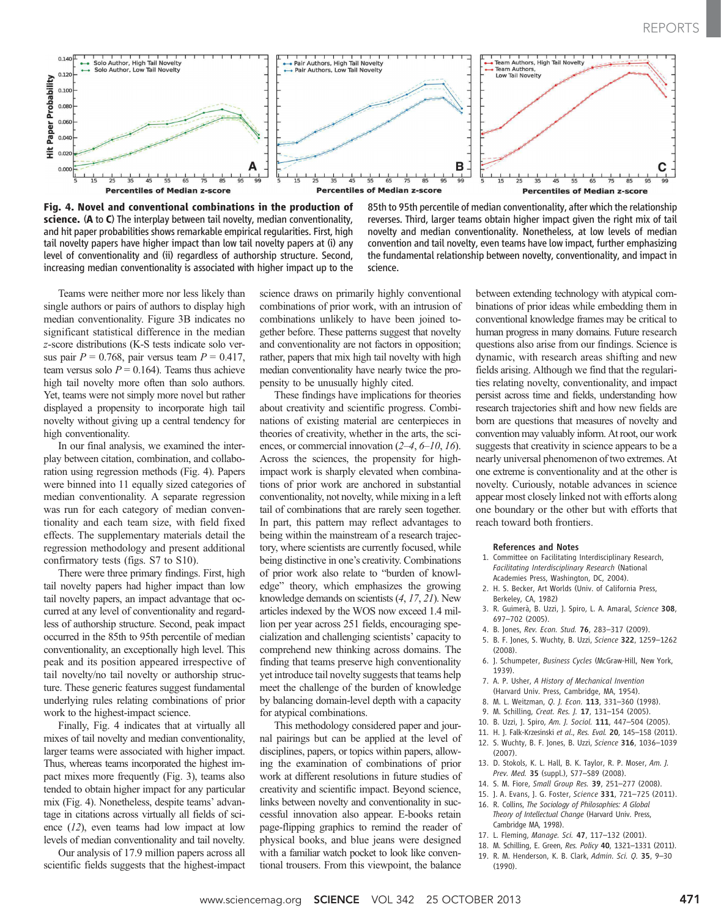Solo Author, High Tail Novelty
Solo Author, Low Tail Novelty

Hit Paper Probability

0.140
0.120
0.100
0.080
0.060
0.040
0.020
0.000

5 15 25 35 45 55 65 75 85 95 99

Percentiles of Median z-score

A

Pair Authors, High Tail Novelty
Pair Authors, Low Tail Novelty

5 15 25 35 45 55 65 75 85 95 99

Percentiles of Median z-score

B

Team Authors, High Tail Novelty
Team Authors, Low Tail Novelty

5 15 25 35 45 55 65 75 85 95 99

Percentiles of Median z-score

C

**Fig. 4. Novel and conventional combinations in the production of science.** (**A** to **C**) The interplay between tail novelty, median conventionality, and hit paper probabilities shows remarkable empirical regularities. First, high tail novelty papers have higher impact than low tail novelty papers at (i) any level of conventionality and (ii) regardless of authorship structure. Second, increasing median conventionality is associated with higher impact up to the 85th to 95th percentile of median conventionality, after which the relationship reverses. Third, larger teams obtain higher impact given the right mix of tail novelty and median conventionality. Nonetheless, at low levels of median convention and tail novelty, even teams have low impact, further emphasizing the fundamental relationship between novelty, conventionality, and impact in science.

Teams were neither more nor less likely than single authors or pairs of authors to display high median conventionality. Figure 3B indicates no significant statistical difference in the median $z$-score distributions (K-S tests indicate solo versus pair $P = 0.768$, pair versus team $P = 0.417$, team versus solo $P = 0.164$). Teams thus achieve high tail novelty more often than solo authors. Yet, teams were not simply more novel but rather displayed a propensity to incorporate high tail novelty without giving up a central tendency for high conventionality.

In our final analysis, we examined the interplay between citation, combination, and collaboration using regression methods (Fig. 4). Papers were binned into 11 equally sized categories of median conventionality. A separate regression was run for each category of median conventionality and each team size, with field fixed effects. The supplementary materials detail the regression methodology and present additional confirmatory tests (figs. S7 to S10).

There were three primary findings. First, high tail novelty papers had higher impact than low tail novelty papers, an impact advantage that occurred at any level of conventionality and regardless of authorship structure. Second, peak impact occurred in the 85th to 95th percentile of median conventionality, an exceptionally high level. This peak and its position appeared irrespective of tail novelty/no tail novelty or authorship structure. These generic features suggest fundamental underlying rules relating combinations of prior work to the highest-impact science.

Finally, Fig. 4 indicates that at virtually all mixes of tail novelty and median conventionality, larger teams were associated with higher impact. Thus, whereas teams incorporated the highest impact mixes more frequently (Fig. 3), teams also tended to obtain higher impact for any particular mix (Fig. 4). Nonetheless, despite teams' advantage in citations across virtually all fields of science (*12*), even teams had low impact at low levels of median conventionality and tail novelty.

Our analysis of 17.9 million papers across all scientific fields suggests that the highest-impact science draws on primarily highly conventional combinations of prior work, with an intrusion of combinations unlikely to have been joined together before. These patterns suggest that novelty and conventionality are not factors in opposition; rather, papers that mix high tail novelty with high median conventionality have nearly twice the propensity to be unusually highly cited.

These findings have implications for theories about creativity and scientific progress. Combinations of existing material are centerpieces in theories of creativity, whether in the arts, the sciences, or commercial innovation (*2*–*4*, *6*–*10*, *16*). Across the sciences, the propensity for high-impact work is sharply elevated when combinations of prior work are anchored in substantial conventionality, not novelty, while mixing in a left tail of combinations that are rarely seen together. In part, this pattern may reflect advantages to being within the mainstream of a research trajectory, where scientists are currently focused, while being distinctive in one's creativity. Combinations of prior work also relate to "burden of knowledge" theory, which emphasizes the growing knowledge demands on scientists (*4*, *17*, *21*). New articles indexed by the WOS now exceed 1.4 million per year across 251 fields, encouraging specialization and challenging scientists' capacity to comprehend new thinking across domains. The finding that teams preserve high conventionality yet introduce tail novelty suggests that teams help meet the challenge of the burden of knowledge by balancing domain-level depth with a capacity for atypical combinations.

This methodology considered paper and journal pairings but can be applied at the level of disciplines, papers, or topics within papers, allowing the examination of combinations of prior work at different resolutions in future studies of creativity and scientific impact. Beyond science, links between novelty and conventionality in successful innovation also appear. E-books retain page-flipping graphics to remind the reader of physical books, and blue jeans were designed with a familiar watch pocket to look like conventional trousers. From this viewpoint, the balance between extending technology with atypical combinations of prior ideas while embedding them in conventional knowledge frames may be critical to human progress in many domains. Future research questions also arise from our findings. Science is dynamic, with research areas shifting and new fields arising. Although we find that the regularities relating novelty, conventionality, and impact persist across time and fields, understanding how research trajectories shift and how new fields are born are questions that measures of novelty and convention may valuably inform. At root, our work suggests that creativity in science appears to be a nearly universal phenomenon of two extremes. At one extreme is conventionality and at the other is novelty. Curiously, notable advances in science appear most closely linked not with efforts along one boundary or the other but with efforts that reach toward both frontiers.

### References and Notes

1. Committee on Facilitating Interdisciplinary Research, *Facilitating Interdisciplinary Research* (National Academies Press, Washington, DC, 2004).
2. H. S. Becker, *Art Worlds* (Univ. of California Press, Berkeley, CA, 1982)
3. R. Guimerà, B. Uzzi, J. Spiro, L. A. Amaral, *Science* **308**, 697–702 (2005).
4. B. Jones, *Rev. Econ. Stud.* **76**, 283–317 (2009).
5. B. F. Jones, S. Wuchty, B. Uzzi, *Science* **322**, 1259–1262 (2008).
6. J. Schumpeter, *Business Cycles* (McGraw-Hill, New York, 1939).
7. A. P. Usher, *A History of Mechanical Invention* (Harvard Univ. Press, Cambridge, MA, 1954).
8. M. L. Weitzman, *Q. J. Econ.* **113**, 331–360 (1998).
9. M. Schilling, *Creat. Res. J.* **17**, 131–154 (2005).
10. B. Uzzi, J. Spiro, *Am. J. Sociol.* **111**, 447–504 (2005).
11. H. J. Falk-Krzesinski *et al.*, *Res. Eval.* **20**, 145–158 (2011).
12. S. Wuchty, B. F. Jones, B. Uzzi, *Science* **316**, 1036–1039 (2007).
13. D. Stokols, K. L. Hall, B. K. Taylor, R. P. Moser, *Am. J. Prev. Med.* **35** (suppl.), S77–S89 (2008).
14. S. M. Fiore, *Small Group Res.* **39**, 251–277 (2008).
15. J. A. Evans, J. G. Foster, *Science* **331**, 721–725 (2011).
16. R. Collins, *The Sociology of Philosophies: A Global Theory of Intellectual Change* (Harvard Univ. Press, Cambridge MA, 1998).
17. L. Fleming, *Manage. Sci.* **47**, 117–132 (2001).
18. M. Schilling, E. Green, *Res. Policy* **40**, 1321–1331 (2011).
19. R. M. Henderson, K. B. Clark, *Admin. Sci. Q.* **35**, 9–30 (1990).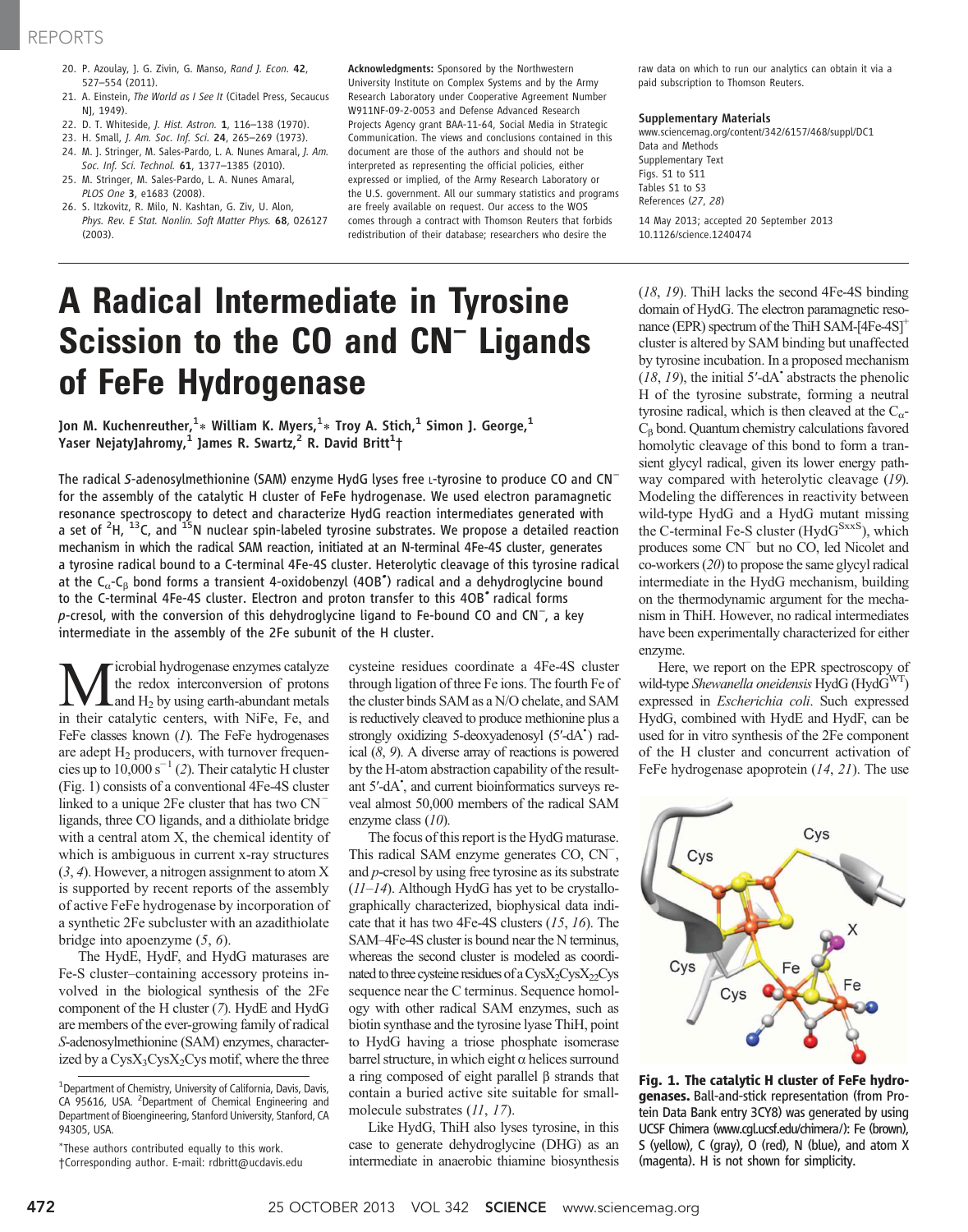20. P. Azoulay, J. G. Zivin, G. Manso, *Rand J. Econ.* **42**, 527–554 (2011).
21. A. Einstein, *The World as I See It* (Citadel Press, Secaucus NJ, 1949).
22. D. T. Whiteside, *J. Hist. Astron.* **1**, 116–138 (1970).
23. H. Small, *J. Am. Soc. Inf. Sci.* **24**, 265–269 (1973).
24. M. J. Stringer, M. Sales-Pardo, L. A. Nunes Amaral, *J. Am. Soc. Inf. Sci. Technol.* **61**, 1377–1385 (2010).
25. M. Stringer, M. Sales-Pardo, L. A. Nunes Amaral, *PLOS One* **3**, e1683 (2008).
26. S. Itzkovitz, R. Milo, N. Kashtan, G. Ziv, U. Alon, *Phys. Rev. E Stat. Nonlin. Soft Matter Phys.* **68**, 026127 (2003).

**Acknowledgments:** Sponsored by the Northwestern University Institute on Complex Systems and by the Army Research Laboratory under Cooperative Agreement Number W911NF-09-2-0053 and Defense Advanced Research Projects Agency grant BAA-11-64, Social Media in Strategic Communication. The views and conclusions contained in this document are those of the authors and should not be interpreted as representing the official policies, either expressed or implied, of the Army Research Laboratory or the U.S. government. All our summary statistics and programs are freely available on request. Our access to the WOS comes through a contract with Thomson Reuters that forbids redistribution of their database; researchers who desire the raw data on which to run our analytics can obtain it via a paid subscription to Thomson Reuters.

**Supplementary Materials**
www.sciencemag.org/content/342/6157/468/suppl/DC1
Data and Methods
Supplementary Text
Figs. S1 to S11
Tables S1 to S3
References (*27*, *28*)

14 May 2013; accepted 20 September 2013
10.1126/science.1240474

# A Radical Intermediate in Tyrosine Scission to the CO and $CN^-$ Ligands of FeFe Hydrogenase

**Jon M. Kuchenreuther,[1]* William K. Myers,[1]* Troy A. Stich,[1] Simon J. George,[1] Yaser NejatyJahromy,[1] James R. Swartz,[2] R. David Britt[1]†**

The radical *S*-adenosylmethionine (SAM) enzyme HydG lyses free L-tyrosine to produce CO and $CN^-$ for the assembly of the catalytic H cluster of FeFe hydrogenase. We used electron paramagnetic resonance spectroscopy to detect and characterize HydG reaction intermediates generated with a set of $^2H$, $^{13}C$, and $^{15}N$ nuclear spin-labeled tyrosine substrates. We propose a detailed reaction mechanism in which the radical SAM reaction, initiated at an N-terminal 4Fe-4S cluster, generates a tyrosine radical bound to a C-terminal 4Fe-4S cluster. Heterolytic cleavage of this tyrosine radical at the $C_\alpha$-$C_\beta$ bond forms a transient 4-oxidobenzyl ($4OB^\bullet$) radical and a dehydroglycine bound to the C-terminal 4Fe-4S cluster. Electron and proton transfer to this $4OB^\bullet$ radical forms *p*-cresol, with the conversion of this dehydroglycine ligand to Fe-bound CO and $CN^-$, a key intermediate in the assembly of the 2Fe subunit of the H cluster.

Microbial hydrogenase enzymes catalyze the redox interconversion of protons and $H_2$ by using earth-abundant metals in their catalytic centers, with NiFe, Fe, and FeFe classes known (*1*). The FeFe hydrogenases are adept $H_2$ producers, with turnover frequencies up to $10{,}000\ s^{-1}$ (*2*). Their catalytic H cluster (Fig. 1) consists of a conventional 4Fe-4S cluster linked to a unique 2Fe cluster that has two $CN^-$ ligands, three CO ligands, and a dithiolate bridge with a central atom X, the chemical identity of which is ambiguous in current x-ray structures (*3*, *4*). However, a nitrogen assignment to atom X is supported by recent reports of the assembly of active FeFe hydrogenase by incorporation of a synthetic 2Fe subcluster with an azadithiolate bridge into apoenzyme (*5*, *6*).

The HydE, HydF, and HydG maturases are Fe-S cluster–containing accessory proteins involved in the biological synthesis of the 2Fe component of the H cluster (*7*). HydE and HydG are members of the ever-growing family of radical *S*-adenosylmethionine (SAM) enzymes, characterized by a $CysX_3CysX_2Cys$ motif, where the three cysteine residues coordinate a 4Fe-4S cluster through ligation of three Fe ions. The fourth Fe of the cluster binds SAM as a N/O chelate, and SAM is reductively cleaved to produce methionine plus a strongly oxidizing 5-deoxyadenosyl (5′-dA$^\bullet$) radical (*8*, *9*). A diverse array of reactions is powered by the H-atom abstraction capability of the resultant 5′-dA$^\bullet$, and current bioinformatics surveys reveal almost 50,000 members of the radical SAM enzyme class (*10*).

The focus of this report is the HydG maturase. This radical SAM enzyme generates CO, $CN^-$, and *p*-cresol by using free tyrosine as its substrate (*11*–*14*). Although HydG has yet to be crystallographically characterized, biophysical data indicate that it has two 4Fe-4S clusters (*15*, *16*). The SAM–4Fe-4S cluster is bound near the N terminus, whereas the second cluster is modeled as coordinated to three cysteine residues of a $CysX_2CysX_{22}Cys$ sequence near the C terminus. Sequence homology with other radical SAM enzymes, such as biotin synthase and the tyrosine lyase ThiH, point to HydG having a triose phosphate isomerase barrel structure, in which eight α helices surround a ring composed of eight parallel β strands that contain a buried active site suitable for small-molecule substrates (*11*, *17*).

Like HydG, ThiH also lyses tyrosine, in this case to generate dehydroglycine (DHG) as an intermediate in anaerobic thiamine biosynthesis (*18*, *19*). ThiH lacks the second 4Fe-4S binding domain of HydG. The electron paramagnetic resonance (EPR) spectrum of the ThiH SAM-$[4Fe\text{-}4S]^+$ cluster is altered by SAM binding but unaffected by tyrosine incubation. In a proposed mechanism (*18*, *19*), the initial 5′-dA$^\bullet$ abstracts the phenolic H of the tyrosine substrate, forming a neutral tyrosine radical, which is then cleaved at the $C_\alpha$-$C_\beta$ bond. Quantum chemistry calculations favored homolytic cleavage of this bond to form a transient glycyl radical, given its lower energy pathway compared with heterolytic cleavage (*19*). Modeling the differences in reactivity between wild-type HydG and a HydG mutant missing the C-terminal Fe-S cluster ($HydG^{SxxS}$), which produces some $CN^-$ but no CO, led Nicolet and co-workers (*20*) to propose the same glycyl radical intermediate in the HydG mechanism, building on the thermodynamic argument for the mechanism in ThiH. However, no radical intermediates have been experimentally characterized for either enzyme.

Here, we report on the EPR spectroscopy of wild-type *Shewanella oneidensis* HydG ($HydG^{WT}$) expressed in *Escherichia coli*. Such expressed HydG, combined with HydE and HydF, can be used for in vitro synthesis of the 2Fe component of the H cluster and concurrent activation of FeFe hydrogenase apoprotein (*14*, *21*). The use

Cys
Cys
X
Cys
Fe
Cys
Fe

**Fig. 1. The catalytic H cluster of FeFe hydrogenases.** Ball-and-stick representation (from Protein Data Bank entry 3CY8) was generated by using UCSF Chimera (www.cgl.ucsf.edu/chimera/): Fe (brown), S (yellow), C (gray), O (red), N (blue), and atom X (magenta). H is not shown for simplicity.

[1]Department of Chemistry, University of California, Davis, Davis, CA 95616, USA. [2]Department of Chemical Engineering and Department of Bioengineering, Stanford University, Stanford, CA 94305, USA.

*These authors contributed equally to this work.
†Corresponding author. E-mail: rdbritt@ucdavis.edu